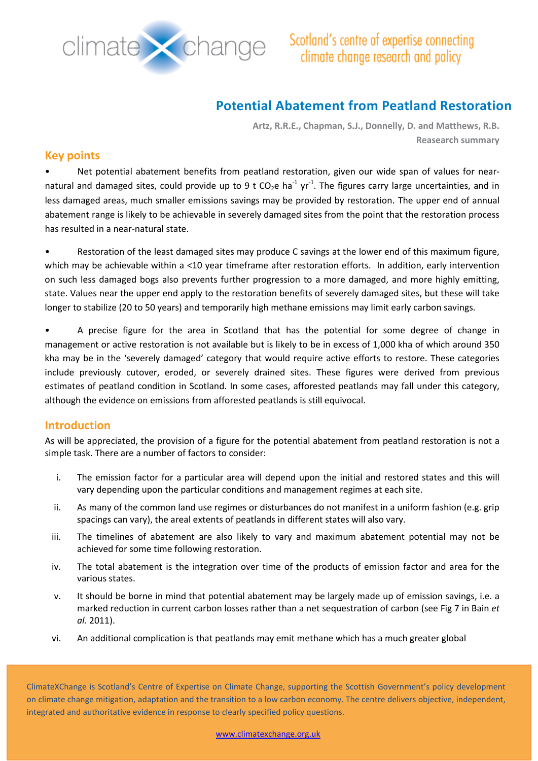climate change

Scotland's centre of expertise connecting climate change research and policy

# Potential Abatement from Peatland Restoration

**Artz, R.R.E., Chapman, S.J., Donnelly, D. and Matthews, R.B.**
**Reasearch summary**

## Key points

- Net potential abatement benefits from peatland restoration, given our wide span of values for near-natural and damaged sites, could provide up to 9 t $CO_2e$ $ha^{-1}$ $yr^{-1}$. The figures carry large uncertainties, and in less damaged areas, much smaller emissions savings may be provided by restoration. The upper end of annual abatement range is likely to be achievable in severely damaged sites from the point that the restoration process has resulted in a near-natural state.

- Restoration of the least damaged sites may produce C savings at the lower end of this maximum figure, which may be achievable within a <10 year timeframe after restoration efforts. In addition, early intervention on such less damaged bogs also prevents further progression to a more damaged, and more highly emitting, state. Values near the upper end apply to the restoration benefits of severely damaged sites, but these will take longer to stabilize (20 to 50 years) and temporarily high methane emissions may limit early carbon savings.

- A precise figure for the area in Scotland that has the potential for some degree of change in management or active restoration is not available but is likely to be in excess of 1,000 kha of which around 350 kha may be in the 'severely damaged' category that would require active efforts to restore. These categories include previously cutover, eroded, or severely drained sites. These figures were derived from previous estimates of peatland condition in Scotland. In some cases, afforested peatlands may fall under this category, although the evidence on emissions from afforested peatlands is still equivocal.

## Introduction

As will be appreciated, the provision of a figure for the potential abatement from peatland restoration is not a simple task. There are a number of factors to consider:

i. The emission factor for a particular area will depend upon the initial and restored states and this will vary depending upon the particular conditions and management regimes at each site.
ii. As many of the common land use regimes or disturbances do not manifest in a uniform fashion (e.g. grip spacings can vary), the areal extents of peatlands in different states will also vary.
iii. The timelines of abatement are also likely to vary and maximum abatement potential may not be achieved for some time following restoration.
iv. The total abatement is the integration over time of the products of emission factor and area for the various states.
v. It should be borne in mind that potential abatement may be largely made up of emission savings, i.e. a marked reduction in current carbon losses rather than a net sequestration of carbon (see Fig 7 in Bain *et al.* 2011).
vi. An additional complication is that peatlands may emit methane which has a much greater global

ClimateXChange is Scotland's Centre of Expertise on Climate Change, supporting the Scottish Government's policy development on climate change mitigation, adaptation and the transition to a low carbon economy. The centre delivers objective, independent, integrated and authoritative evidence in response to clearly specified policy questions.

www.climatexchange.org.uk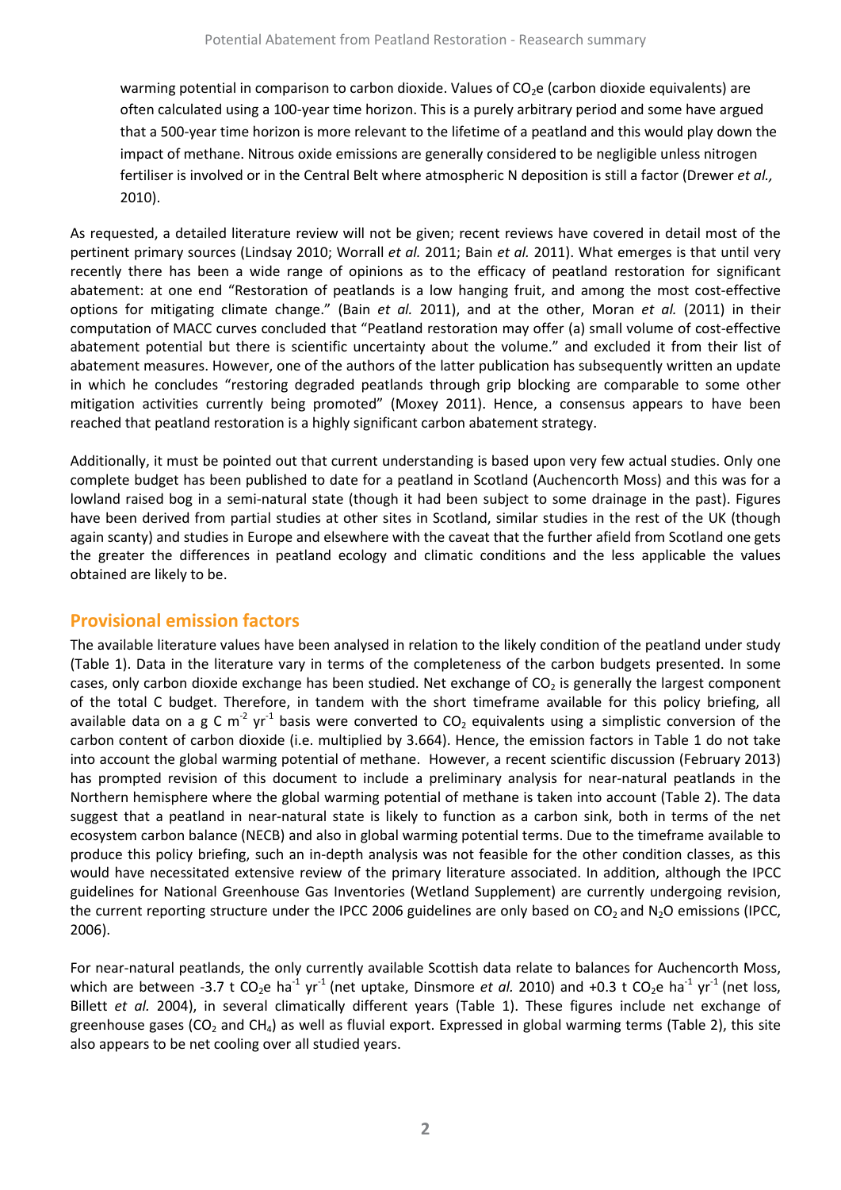warming potential in comparison to carbon dioxide. Values of $CO_2$e (carbon dioxide equivalents) are often calculated using a 100-year time horizon. This is a purely arbitrary period and some have argued that a 500-year time horizon is more relevant to the lifetime of a peatland and this would play down the impact of methane. Nitrous oxide emissions are generally considered to be negligible unless nitrogen fertiliser is involved or in the Central Belt where atmospheric N deposition is still a factor (Drewer *et al.,* 2010).

As requested, a detailed literature review will not be given; recent reviews have covered in detail most of the pertinent primary sources (Lindsay 2010; Worrall *et al.* 2011; Bain *et al.* 2011). What emerges is that until very recently there has been a wide range of opinions as to the efficacy of peatland restoration for significant abatement: at one end "Restoration of peatlands is a low hanging fruit, and among the most cost-effective options for mitigating climate change." (Bain *et al.* 2011), and at the other, Moran *et al.* (2011) in their computation of MACC curves concluded that "Peatland restoration may offer (a) small volume of cost-effective abatement potential but there is scientific uncertainty about the volume." and excluded it from their list of abatement measures. However, one of the authors of the latter publication has subsequently written an update in which he concludes "restoring degraded peatlands through grip blocking are comparable to some other mitigation activities currently being promoted" (Moxey 2011). Hence, a consensus appears to have been reached that peatland restoration is a highly significant carbon abatement strategy.

Additionally, it must be pointed out that current understanding is based upon very few actual studies. Only one complete budget has been published to date for a peatland in Scotland (Auchencorth Moss) and this was for a lowland raised bog in a semi-natural state (though it had been subject to some drainage in the past). Figures have been derived from partial studies at other sites in Scotland, similar studies in the rest of the UK (though again scanty) and studies in Europe and elsewhere with the caveat that the further afield from Scotland one gets the greater the differences in peatland ecology and climatic conditions and the less applicable the values obtained are likely to be.

## Provisional emission factors

The available literature values have been analysed in relation to the likely condition of the peatland under study (Table 1). Data in the literature vary in terms of the completeness of the carbon budgets presented. In some cases, only carbon dioxide exchange has been studied. Net exchange of $CO_2$ is generally the largest component of the total C budget. Therefore, in tandem with the short timeframe available for this policy briefing, all available data on a g C $m^{-2}$ $yr^{-1}$ basis were converted to $CO_2$ equivalents using a simplistic conversion of the carbon content of carbon dioxide (i.e. multiplied by 3.664). Hence, the emission factors in Table 1 do not take into account the global warming potential of methane. However, a recent scientific discussion (February 2013) has prompted revision of this document to include a preliminary analysis for near-natural peatlands in the Northern hemisphere where the global warming potential of methane is taken into account (Table 2). The data suggest that a peatland in near-natural state is likely to function as a carbon sink, both in terms of the net ecosystem carbon balance (NECB) and also in global warming potential terms. Due to the timeframe available to produce this policy briefing, such an in-depth analysis was not feasible for the other condition classes, as this would have necessitated extensive review of the primary literature associated. In addition, although the IPCC guidelines for National Greenhouse Gas Inventories (Wetland Supplement) are currently undergoing revision, the current reporting structure under the IPCC 2006 guidelines are only based on $CO_2$ and $N_2O$ emissions (IPCC, 2006).

For near-natural peatlands, the only currently available Scottish data relate to balances for Auchencorth Moss, which are between -3.7 t $CO_2$e $ha^{-1}$ $yr^{-1}$ (net uptake, Dinsmore *et al.* 2010) and +0.3 t $CO_2$e $ha^{-1}$ $yr^{-1}$ (net loss, Billett *et al.* 2004), in several climatically different years (Table 1). These figures include net exchange of greenhouse gases ($CO_2$ and $CH_4$) as well as fluvial export. Expressed in global warming terms (Table 2), this site also appears to be net cooling over all studied years.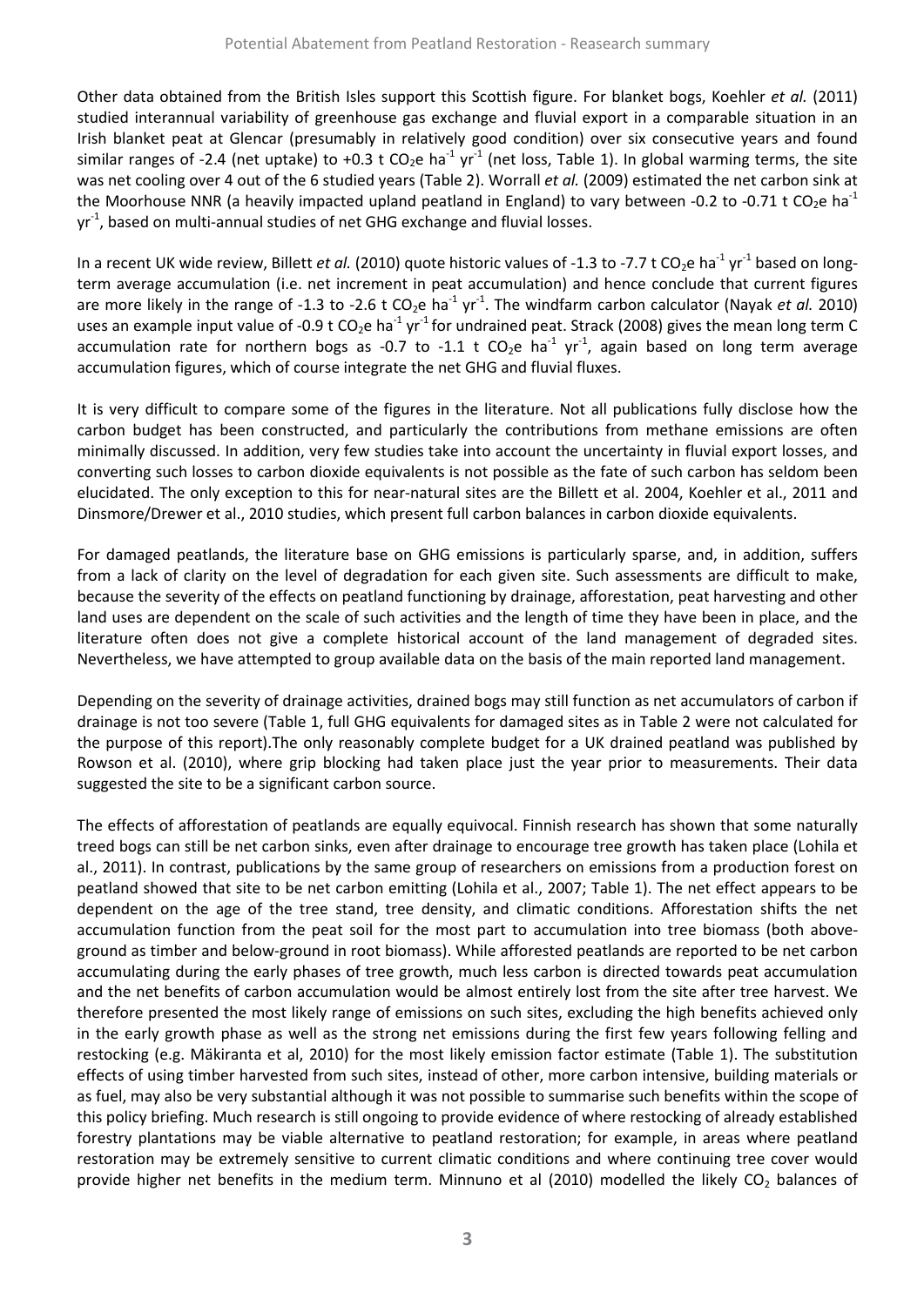Other data obtained from the British Isles support this Scottish figure. For blanket bogs, Koehler *et al.* (2011) studied interannual variability of greenhouse gas exchange and fluvial export in a comparable situation in an Irish blanket peat at Glencar (presumably in relatively good condition) over six consecutive years and found similar ranges of -2.4 (net uptake) to +0.3 t $CO_2e$ $ha^{-1}$ $yr^{-1}$ (net loss, Table 1). In global warming terms, the site was net cooling over 4 out of the 6 studied years (Table 2). Worrall *et al.* (2009) estimated the net carbon sink at the Moorhouse NNR (a heavily impacted upland peatland in England) to vary between -0.2 to -0.71 t $CO_2e$ $ha^{-1}$ $yr^{-1}$, based on multi-annual studies of net GHG exchange and fluvial losses.

In a recent UK wide review, Billett *et al.* (2010) quote historic values of -1.3 to -7.7 t $CO_2e$ $ha^{-1}$ $yr^{-1}$ based on long-term average accumulation (i.e. net increment in peat accumulation) and hence conclude that current figures are more likely in the range of -1.3 to -2.6 t $CO_2e$ $ha^{-1}$ $yr^{-1}$. The windfarm carbon calculator (Nayak *et al.* 2010) uses an example input value of -0.9 t $CO_2e$ $ha^{-1}$ $yr^{-1}$ for undrained peat. Strack (2008) gives the mean long term C accumulation rate for northern bogs as -0.7 to -1.1 t $CO_2e$ $ha^{-1}$ $yr^{-1}$, again based on long term average accumulation figures, which of course integrate the net GHG and fluvial fluxes.

It is very difficult to compare some of the figures in the literature. Not all publications fully disclose how the carbon budget has been constructed, and particularly the contributions from methane emissions are often minimally discussed. In addition, very few studies take into account the uncertainty in fluvial export losses, and converting such losses to carbon dioxide equivalents is not possible as the fate of such carbon has seldom been elucidated. The only exception to this for near-natural sites are the Billett et al. 2004, Koehler et al., 2011 and Dinsmore/Drewer et al., 2010 studies, which present full carbon balances in carbon dioxide equivalents.

For damaged peatlands, the literature base on GHG emissions is particularly sparse, and, in addition, suffers from a lack of clarity on the level of degradation for each given site. Such assessments are difficult to make, because the severity of the effects on peatland functioning by drainage, afforestation, peat harvesting and other land uses are dependent on the scale of such activities and the length of time they have been in place, and the literature often does not give a complete historical account of the land management of degraded sites. Nevertheless, we have attempted to group available data on the basis of the main reported land management.

Depending on the severity of drainage activities, drained bogs may still function as net accumulators of carbon if drainage is not too severe (Table 1, full GHG equivalents for damaged sites as in Table 2 were not calculated for the purpose of this report).The only reasonably complete budget for a UK drained peatland was published by Rowson et al. (2010), where grip blocking had taken place just the year prior to measurements. Their data suggested the site to be a significant carbon source.

The effects of afforestation of peatlands are equally equivocal. Finnish research has shown that some naturally treed bogs can still be net carbon sinks, even after drainage to encourage tree growth has taken place (Lohila et al., 2011). In contrast, publications by the same group of researchers on emissions from a production forest on peatland showed that site to be net carbon emitting (Lohila et al., 2007; Table 1). The net effect appears to be dependent on the age of the tree stand, tree density, and climatic conditions. Afforestation shifts the net accumulation function from the peat soil for the most part to accumulation into tree biomass (both above-ground as timber and below-ground in root biomass). While afforested peatlands are reported to be net carbon accumulating during the early phases of tree growth, much less carbon is directed towards peat accumulation and the net benefits of carbon accumulation would be almost entirely lost from the site after tree harvest. We therefore presented the most likely range of emissions on such sites, excluding the high benefits achieved only in the early growth phase as well as the strong net emissions during the first few years following felling and restocking (e.g. Mäkiranta et al, 2010) for the most likely emission factor estimate (Table 1). The substitution effects of using timber harvested from such sites, instead of other, more carbon intensive, building materials or as fuel, may also be very substantial although it was not possible to summarise such benefits within the scope of this policy briefing. Much research is still ongoing to provide evidence of where restocking of already established forestry plantations may be viable alternative to peatland restoration; for example, in areas where peatland restoration may be extremely sensitive to current climatic conditions and where continuing tree cover would provide higher net benefits in the medium term. Minnuno et al (2010) modelled the likely $CO_2$ balances of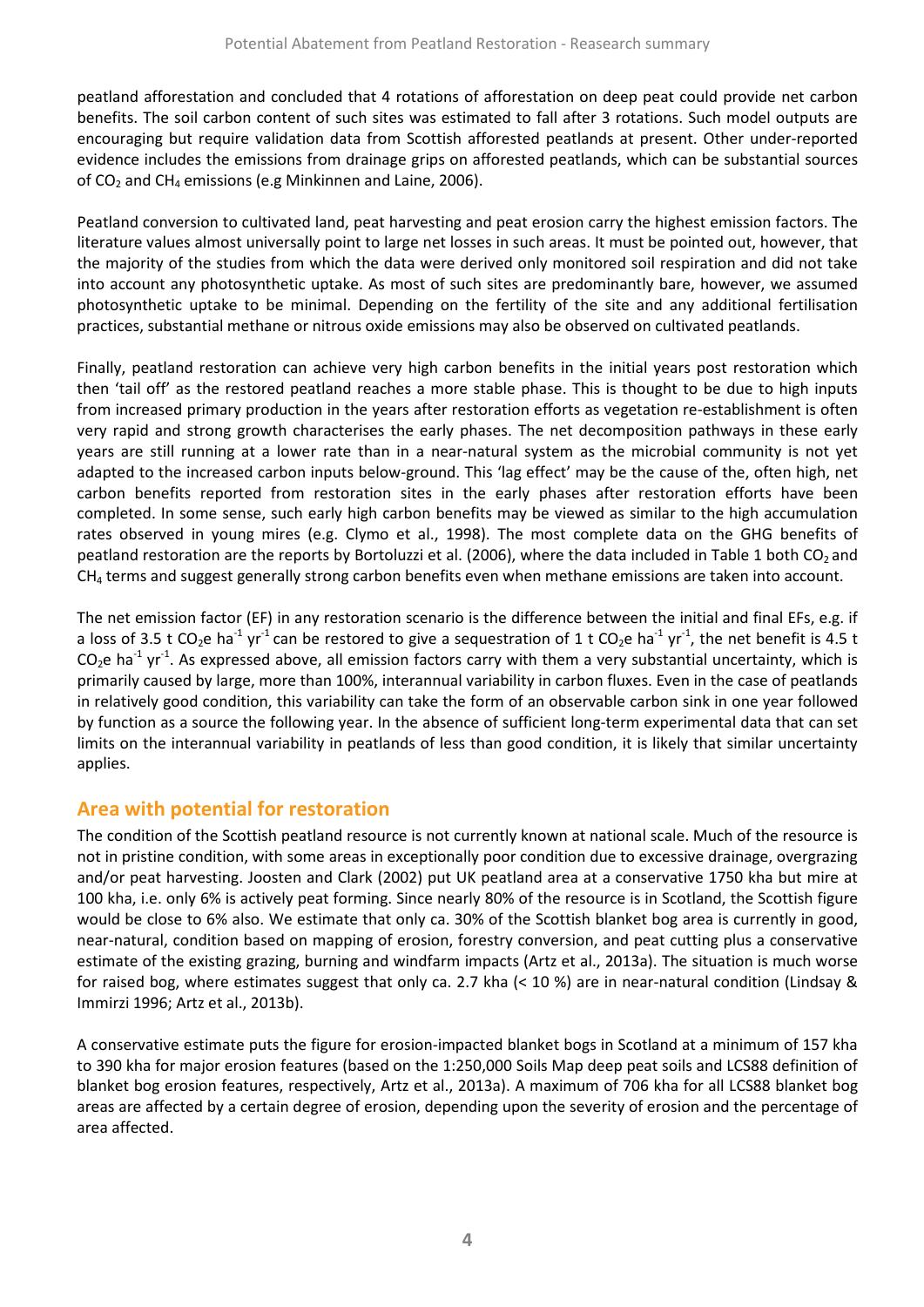peatland afforestation and concluded that 4 rotations of afforestation on deep peat could provide net carbon benefits. The soil carbon content of such sites was estimated to fall after 3 rotations. Such model outputs are encouraging but require validation data from Scottish afforested peatlands at present. Other under-reported evidence includes the emissions from drainage grips on afforested peatlands, which can be substantial sources of $CO_2$ and $CH_4$ emissions (e.g Minkinnen and Laine, 2006).

Peatland conversion to cultivated land, peat harvesting and peat erosion carry the highest emission factors. The literature values almost universally point to large net losses in such areas. It must be pointed out, however, that the majority of the studies from which the data were derived only monitored soil respiration and did not take into account any photosynthetic uptake. As most of such sites are predominantly bare, however, we assumed photosynthetic uptake to be minimal. Depending on the fertility of the site and any additional fertilisation practices, substantial methane or nitrous oxide emissions may also be observed on cultivated peatlands.

Finally, peatland restoration can achieve very high carbon benefits in the initial years post restoration which then 'tail off' as the restored peatland reaches a more stable phase. This is thought to be due to high inputs from increased primary production in the years after restoration efforts as vegetation re-establishment is often very rapid and strong growth characterises the early phases. The net decomposition pathways in these early years are still running at a lower rate than in a near-natural system as the microbial community is not yet adapted to the increased carbon inputs below-ground. This 'lag effect' may be the cause of the, often high, net carbon benefits reported from restoration sites in the early phases after restoration efforts have been completed. In some sense, such early high carbon benefits may be viewed as similar to the high accumulation rates observed in young mires (e.g. Clymo et al., 1998). The most complete data on the GHG benefits of peatland restoration are the reports by Bortoluzzi et al. (2006), where the data included in Table 1 both $CO_2$ and $CH_4$ terms and suggest generally strong carbon benefits even when methane emissions are taken into account.

The net emission factor (EF) in any restoration scenario is the difference between the initial and final EFs, e.g. if a loss of 3.5 t $CO_2e$ $ha^{-1}$ $yr^{-1}$ can be restored to give a sequestration of 1 t $CO_2e$ $ha^{-1}$ $yr^{-1}$, the net benefit is 4.5 t $CO_2e$ $ha^{-1}$ $yr^{-1}$. As expressed above, all emission factors carry with them a very substantial uncertainty, which is primarily caused by large, more than 100%, interannual variability in carbon fluxes. Even in the case of peatlands in relatively good condition, this variability can take the form of an observable carbon sink in one year followed by function as a source the following year. In the absence of sufficient long-term experimental data that can set limits on the interannual variability in peatlands of less than good condition, it is likely that similar uncertainty applies.

## Area with potential for restoration

The condition of the Scottish peatland resource is not currently known at national scale. Much of the resource is not in pristine condition, with some areas in exceptionally poor condition due to excessive drainage, overgrazing and/or peat harvesting. Joosten and Clark (2002) put UK peatland area at a conservative 1750 kha but mire at 100 kha, i.e. only 6% is actively peat forming. Since nearly 80% of the resource is in Scotland, the Scottish figure would be close to 6% also. We estimate that only ca. 30% of the Scottish blanket bog area is currently in good, near-natural, condition based on mapping of erosion, forestry conversion, and peat cutting plus a conservative estimate of the existing grazing, burning and windfarm impacts (Artz et al., 2013a). The situation is much worse for raised bog, where estimates suggest that only ca. 2.7 kha (< 10 %) are in near-natural condition (Lindsay & Immirzi 1996; Artz et al., 2013b).

A conservative estimate puts the figure for erosion-impacted blanket bogs in Scotland at a minimum of 157 kha to 390 kha for major erosion features (based on the 1:250,000 Soils Map deep peat soils and LCS88 definition of blanket bog erosion features, respectively, Artz et al., 2013a). A maximum of 706 kha for all LCS88 blanket bog areas are affected by a certain degree of erosion, depending upon the severity of erosion and the percentage of area affected.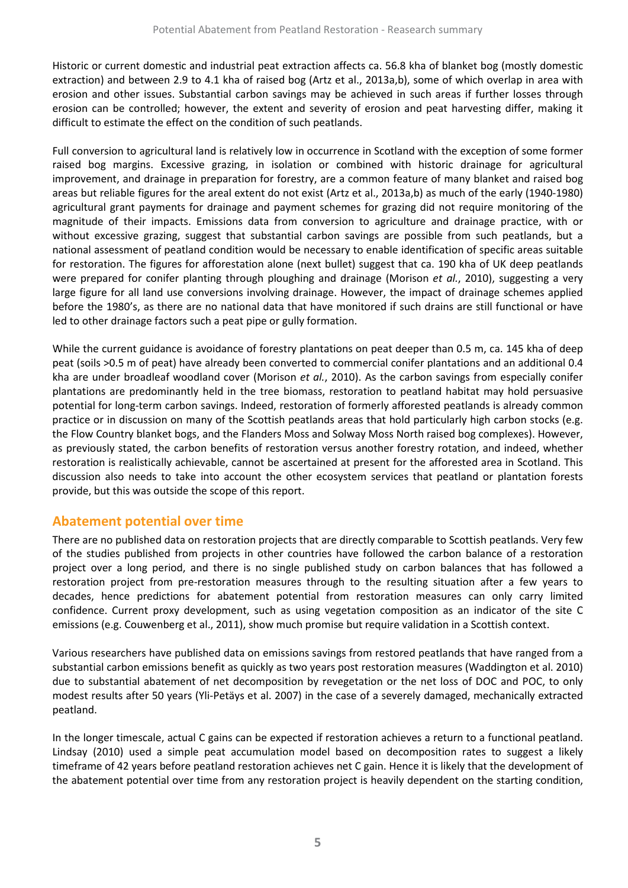Historic or current domestic and industrial peat extraction affects ca. 56.8 kha of blanket bog (mostly domestic extraction) and between 2.9 to 4.1 kha of raised bog (Artz et al., 2013a,b), some of which overlap in area with erosion and other issues. Substantial carbon savings may be achieved in such areas if further losses through erosion can be controlled; however, the extent and severity of erosion and peat harvesting differ, making it difficult to estimate the effect on the condition of such peatlands.

Full conversion to agricultural land is relatively low in occurrence in Scotland with the exception of some former raised bog margins. Excessive grazing, in isolation or combined with historic drainage for agricultural improvement, and drainage in preparation for forestry, are a common feature of many blanket and raised bog areas but reliable figures for the areal extent do not exist (Artz et al., 2013a,b) as much of the early (1940-1980) agricultural grant payments for drainage and payment schemes for grazing did not require monitoring of the magnitude of their impacts. Emissions data from conversion to agriculture and drainage practice, with or without excessive grazing, suggest that substantial carbon savings are possible from such peatlands, but a national assessment of peatland condition would be necessary to enable identification of specific areas suitable for restoration. The figures for afforestation alone (next bullet) suggest that ca. 190 kha of UK deep peatlands were prepared for conifer planting through ploughing and drainage (Morison *et al.*, 2010), suggesting a very large figure for all land use conversions involving drainage. However, the impact of drainage schemes applied before the 1980's, as there are no national data that have monitored if such drains are still functional or have led to other drainage factors such a peat pipe or gully formation.

While the current guidance is avoidance of forestry plantations on peat deeper than 0.5 m, ca. 145 kha of deep peat (soils >0.5 m of peat) have already been converted to commercial conifer plantations and an additional 0.4 kha are under broadleaf woodland cover (Morison *et al.*, 2010). As the carbon savings from especially conifer plantations are predominantly held in the tree biomass, restoration to peatland habitat may hold persuasive potential for long-term carbon savings. Indeed, restoration of formerly afforested peatlands is already common practice or in discussion on many of the Scottish peatlands areas that hold particularly high carbon stocks (e.g. the Flow Country blanket bogs, and the Flanders Moss and Solway Moss North raised bog complexes). However, as previously stated, the carbon benefits of restoration versus another forestry rotation, and indeed, whether restoration is realistically achievable, cannot be ascertained at present for the afforested area in Scotland. This discussion also needs to take into account the other ecosystem services that peatland or plantation forests provide, but this was outside the scope of this report.

## Abatement potential over time

There are no published data on restoration projects that are directly comparable to Scottish peatlands. Very few of the studies published from projects in other countries have followed the carbon balance of a restoration project over a long period, and there is no single published study on carbon balances that has followed a restoration project from pre-restoration measures through to the resulting situation after a few years to decades, hence predictions for abatement potential from restoration measures can only carry limited confidence. Current proxy development, such as using vegetation composition as an indicator of the site C emissions (e.g. Couwenberg et al., 2011), show much promise but require validation in a Scottish context.

Various researchers have published data on emissions savings from restored peatlands that have ranged from a substantial carbon emissions benefit as quickly as two years post restoration measures (Waddington et al. 2010) due to substantial abatement of net decomposition by revegetation or the net loss of DOC and POC, to only modest results after 50 years (Yli-Petäys et al. 2007) in the case of a severely damaged, mechanically extracted peatland.

In the longer timescale, actual C gains can be expected if restoration achieves a return to a functional peatland. Lindsay (2010) used a simple peat accumulation model based on decomposition rates to suggest a likely timeframe of 42 years before peatland restoration achieves net C gain. Hence it is likely that the development of the abatement potential over time from any restoration project is heavily dependent on the starting condition,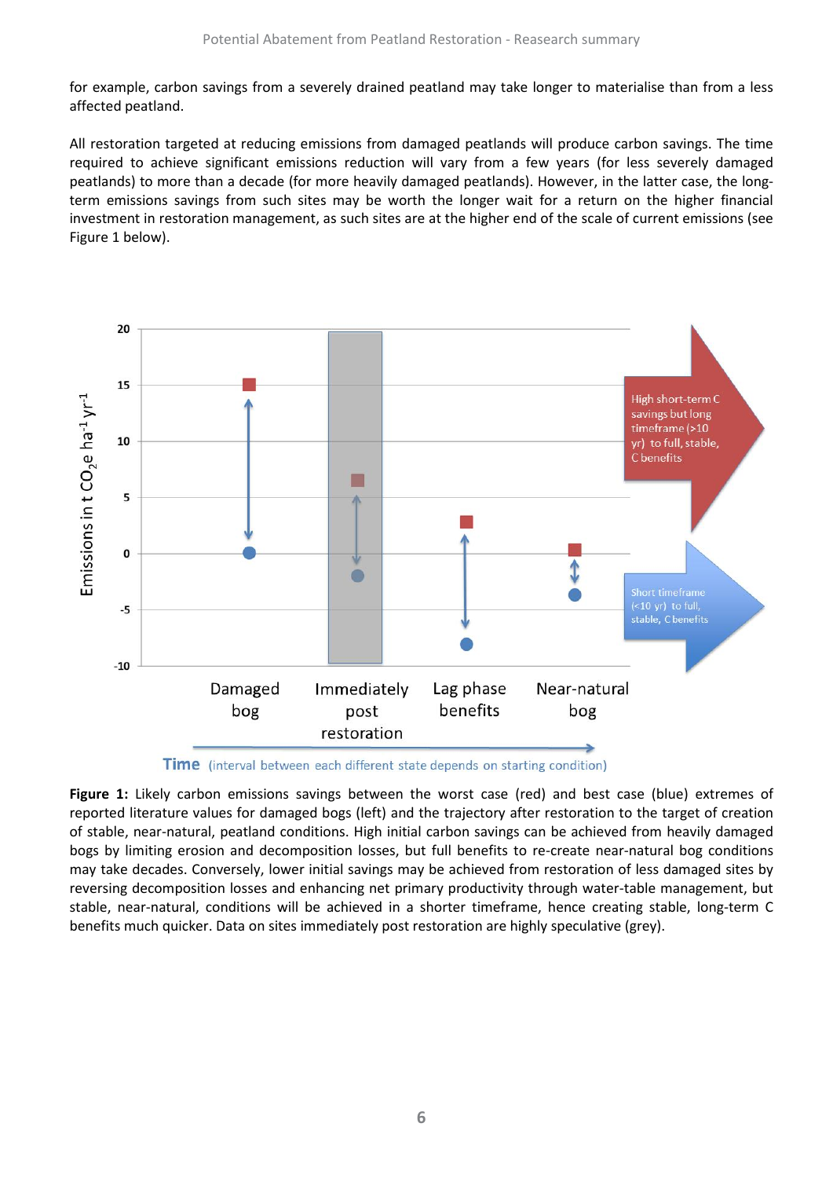for example, carbon savings from a severely drained peatland may take longer to materialise than from a less affected peatland.

All restoration targeted at reducing emissions from damaged peatlands will produce carbon savings. The time required to achieve significant emissions reduction will vary from a few years (for less severely damaged peatlands) to more than a decade (for more heavily damaged peatlands). However, in the latter case, the long-term emissions savings from such sites may be worth the longer wait for a return on the higher financial investment in restoration management, as such sites are at the higher end of the scale of current emissions (see Figure 1 below).

**Figure 1:** Likely carbon emissions savings between the worst case (red) and best case (blue) extremes of reported literature values for damaged bogs (left) and the trajectory after restoration to the target of creation of stable, near-natural, peatland conditions. High initial carbon savings can be achieved from heavily damaged bogs by limiting erosion and decomposition losses, but full benefits to re-create near-natural bog conditions may take decades. Conversely, lower initial savings may be achieved from restoration of less damaged sites by reversing decomposition losses and enhancing net primary productivity through water-table management, but stable, near-natural, conditions will be achieved in a shorter timeframe, hence creating stable, long-term C benefits much quicker. Data on sites immediately post restoration are highly speculative (grey).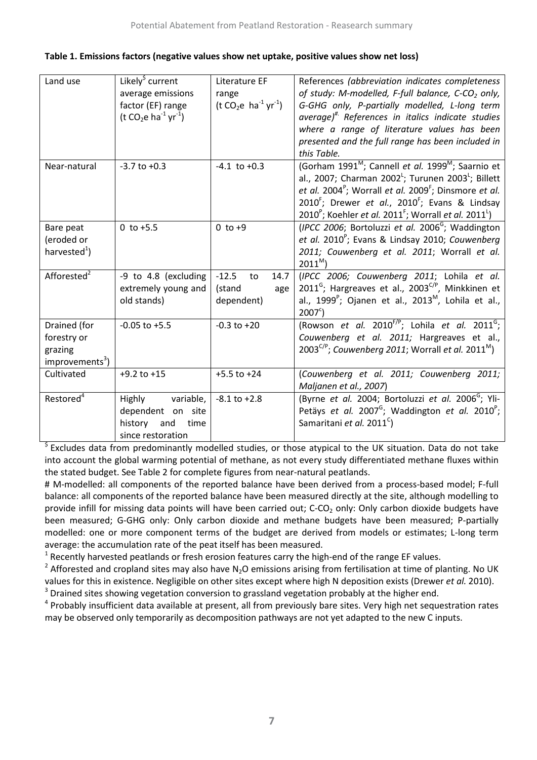**Table 1. Emissions factors (negative values show net uptake, positive values show net loss)**

| Land use | Likely[$] current average emissions factor (EF) range (t $CO_2$e $ha^{-1}$ $yr^{-1}$) | Literature EF range (t $CO_2$e $ha^{-1}$ $yr^{-1}$) | References *(abbreviation indicates completeness of study: M-modelled, F-full balance, C-$CO_2$ only, G-GHG only, P-partially modelled, L-long term average)*[#]*. References in italics indicate studies where a range of literature values has been presented and the full range has been included in this Table.* |
|---|---|---|---|
| Near-natural | -3.7 to +0.3 | -4.1 to +0.3 | (Gorham 1991[M]; Cannell *et al.* 1999[M]; Saarnio et al., 2007; Charman 2002[L]; Turunen 2003[L]; Billett *et al.* 2004[P]; Worrall *et al.* 2009[F]; Dinsmore *et al.* 2010[F]; Drewer *et al.*, 2010[F]; Evans & Lindsay 2010[P]; Koehler *et al.* 2011[F]; Worrall *et al.* 2011[L]) |
| Bare peat (eroded or harvested[1]) | 0 to +5.5 | 0 to +9 | (*IPCC 2006*; Bortoluzzi *et al.* 2006[G]; Waddington *et al.* 2010[P]; Evans & Lindsay 2010; *Couwenberg 2011; Couwenberg et al. 2011*; Worrall *et al.* 2011[M]) |
| Afforested[2] | -9 to 4.8 (excluding extremely young and old stands) | -12.5 to 14.7 (stand age dependent) | (*IPCC 2006; Couwenberg 2011*; Lohila *et al.* 2011[G]; Hargreaves et al., 2003[C/P], Minkkinen et al., 1999[P]; Ojanen et al., 2013[M], Lohila et al., 2007[c]) |
| Drained (for forestry or grazing improvements[3]) | -0.05 to +5.5 | -0.3 to +20 | (Rowson *et al.* 2010[F/P]; Lohila *et al.* 2011[G]; *Couwenberg et al. 2011;* Hargreaves et al., 2003[C/P]; *Couwenberg 2011*; Worrall *et al.* 2011[M]) |
| Cultivated | +9.2 to +15 | +5.5 to +24 | (*Couwenberg et al. 2011; Couwenberg 2011; Maljanen et al., 2007*) |
| Restored[4] | Highly variable, dependent on site history and time since restoration | -8.1 to +2.8 | (Byrne *et al.* 2004; Bortoluzzi *et al.* 2006[G]; Yli-Petäys *et al.* 2007[G]; Waddington *et al.* 2010[P]; Samaritani *et al.* 2011[C]) |

[$] Excludes data from predominantly modelled studies, or those atypical to the UK situation. Data do not take into account the global warming potential of methane, as not every study differentiated methane fluxes within the stated budget. See Table 2 for complete figures from near-natural peatlands.

# M-modelled: all components of the reported balance have been derived from a process-based model; F-full balance: all components of the reported balance have been measured directly at the site, although modelling to provide infill for missing data points will have been carried out; C-$CO_2$ only: Only carbon dioxide budgets have been measured; G-GHG only: Only carbon dioxide and methane budgets have been measured; P-partially modelled: one or more component terms of the budget are derived from models or estimates; L-long term average: the accumulation rate of the peat itself has been measured.

[1] Recently harvested peatlands or fresh erosion features carry the high-end of the range EF values.

[2] Afforested and cropland sites may also have $N_2O$ emissions arising from fertilisation at time of planting. No UK values for this in existence. Negligible on other sites except where high N deposition exists (Drewer *et al.* 2010).

[3] Drained sites showing vegetation conversion to grassland vegetation probably at the higher end.

[4] Probably insufficient data available at present, all from previously bare sites. Very high net sequestration rates may be observed only temporarily as decomposition pathways are not yet adapted to the new C inputs.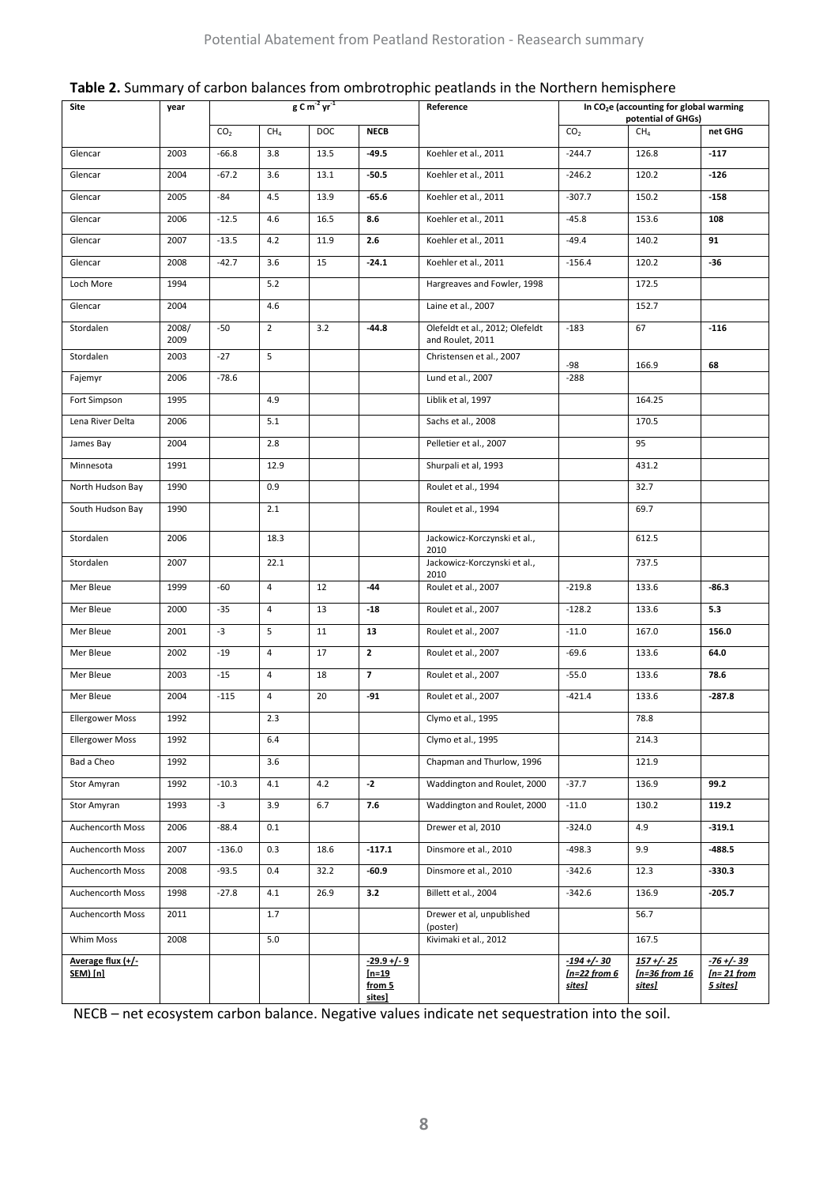**Table 2.** Summary of carbon balances from ombrotrophic peatlands in the Northern hemisphere

| Site | year | $g\ C\ m^{-2}\ yr^{-1}$ | | | | Reference | In $CO_2e$ (accounting for global warming potential of GHGs) | | |
|---|---|---|---|---|---|---|---|---|---|
| | | $CO_2$ | $CH_4$ | DOC | **NECB** | | $CO_2$ | $CH_4$ | **net GHG** |
| Glencar | 2003 | -66.8 | 3.8 | 13.5 | **-49.5** | Koehler et al., 2011 | -244.7 | 126.8 | **-117** |
| Glencar | 2004 | -67.2 | 3.6 | 13.1 | **-50.5** | Koehler et al., 2011 | -246.2 | 120.2 | **-126** |
| Glencar | 2005 | -84 | 4.5 | 13.9 | **-65.6** | Koehler et al., 2011 | -307.7 | 150.2 | **-158** |
| Glencar | 2006 | -12.5 | 4.6 | 16.5 | **8.6** | Koehler et al., 2011 | -45.8 | 153.6 | **108** |
| Glencar | 2007 | -13.5 | 4.2 | 11.9 | **2.6** | Koehler et al., 2011 | -49.4 | 140.2 | **91** |
| Glencar | 2008 | -42.7 | 3.6 | 15 | **-24.1** | Koehler et al., 2011 | -156.4 | 120.2 | **-36** |
| Loch More | 1994 | | 5.2 | | | Hargreaves and Fowler, 1998 | | 172.5 | |
| Glencar | 2004 | | 4.6 | | | Laine et al., 2007 | | 152.7 | |
| Stordalen | 2008/ 2009 | -50 | 2 | 3.2 | **-44.8** | Olefeldt et al., 2012; Olefeldt and Roulet, 2011 | -183 | 67 | **-116** |
| Stordalen | 2003 | -27 | 5 | | | Christensen et al., 2007 | -98 | 166.9 | **68** |
| Fajemyr | 2006 | -78.6 | | | | Lund et al., 2007 | -288 | | |
| Fort Simpson | 1995 | | 4.9 | | | Liblik et al, 1997 | | 164.25 | |
| Lena River Delta | 2006 | | 5.1 | | | Sachs et al., 2008 | | 170.5 | |
| James Bay | 2004 | | 2.8 | | | Pelletier et al., 2007 | | 95 | |
| Minnesota | 1991 | | 12.9 | | | Shurpali et al, 1993 | | 431.2 | |
| North Hudson Bay | 1990 | | 0.9 | | | Roulet et al., 1994 | | 32.7 | |
| South Hudson Bay | 1990 | | 2.1 | | | Roulet et al., 1994 | | 69.7 | |
| Stordalen | 2006 | | 18.3 | | | Jackowicz-Korczynski et al., 2010 | | 612.5 | |
| Stordalen | 2007 | | 22.1 | | | Jackowicz-Korczynski et al., 2010 | | 737.5 | |
| Mer Bleue | 1999 | -60 | 4 | 12 | **-44** | Roulet et al., 2007 | -219.8 | 133.6 | **-86.3** |
| Mer Bleue | 2000 | -35 | 4 | 13 | **-18** | Roulet et al., 2007 | -128.2 | 133.6 | **5.3** |
| Mer Bleue | 2001 | -3 | 5 | 11 | **13** | Roulet et al., 2007 | -11.0 | 167.0 | **156.0** |
| Mer Bleue | 2002 | -19 | 4 | 17 | **2** | Roulet et al., 2007 | -69.6 | 133.6 | **64.0** |
| Mer Bleue | 2003 | -15 | 4 | 18 | **7** | Roulet et al., 2007 | -55.0 | 133.6 | **78.6** |
| Mer Bleue | 2004 | -115 | 4 | 20 | **-91** | Roulet et al., 2007 | -421.4 | 133.6 | **-287.8** |
| Ellergower Moss | 1992 | | 2.3 | | | Clymo et al., 1995 | | 78.8 | |
| Ellergower Moss | 1992 | | 6.4 | | | Clymo et al., 1995 | | 214.3 | |
| Bad a Cheo | 1992 | | 3.6 | | | Chapman and Thurlow, 1996 | | 121.9 | |
| Stor Amyran | 1992 | -10.3 | 4.1 | 4.2 | **-2** | Waddington and Roulet, 2000 | -37.7 | 136.9 | **99.2** |
| Stor Amyran | 1993 | -3 | 3.9 | 6.7 | **7.6** | Waddington and Roulet, 2000 | -11.0 | 130.2 | **119.2** |
| Auchencorth Moss | 2006 | -88.4 | 0.1 | | | Drewer et al, 2010 | -324.0 | 4.9 | **-319.1** |
| Auchencorth Moss | 2007 | -136.0 | 0.3 | 18.6 | **-117.1** | Dinsmore et al., 2010 | -498.3 | 9.9 | **-488.5** |
| Auchencorth Moss | 2008 | -93.5 | 0.4 | 32.2 | **-60.9** | Dinsmore et al., 2010 | -342.6 | 12.3 | **-330.3** |
| Auchencorth Moss | 1998 | -27.8 | 4.1 | 26.9 | **3.2** | Billett et al., 2004 | -342.6 | 136.9 | **-205.7** |
| Auchencorth Moss | 2011 | | 1.7 | | | Drewer et al, unpublished (poster) | | 56.7 | |
| Whim Moss | 2008 | | 5.0 | | | Kivimaki et al., 2012 | | 167.5 | |
| **Average flux (+/- SEM) [n]** | | | | | ***-29.9 +/- 9 [n=19 from 5 sites]*** | | ***-194 +/- 30 [n=22 from 6 sites]*** | ***157 +/- 25 [n=36 from 16 sites]*** | ***-76 +/- 39 [n= 21 from 5 sites]*** |

NECB – net ecosystem carbon balance. Negative values indicate net sequestration into the soil.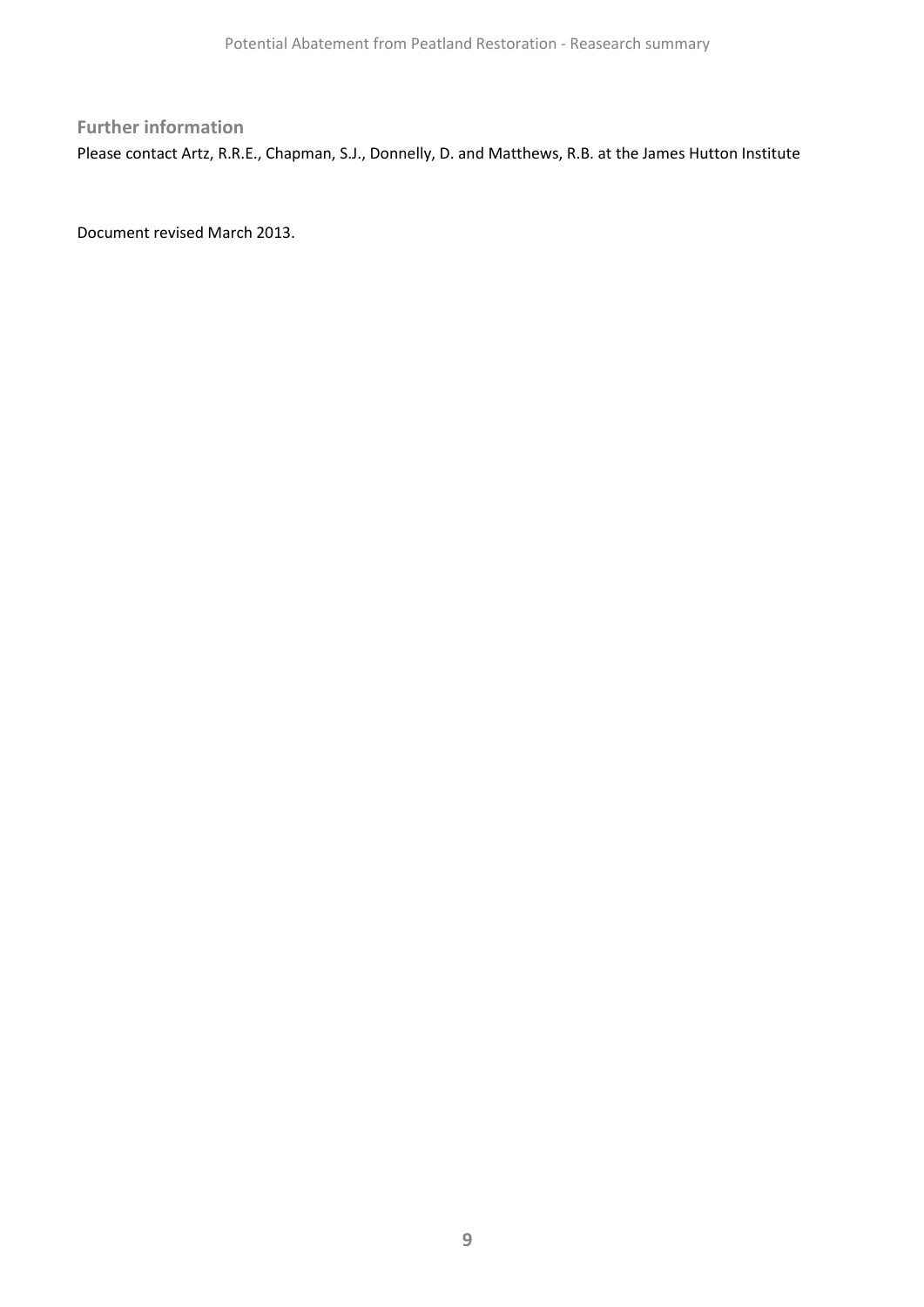## Further information

Please contact Artz, R.R.E., Chapman, S.J., Donnelly, D. and Matthews, R.B. at the James Hutton Institute

Document revised March 2013.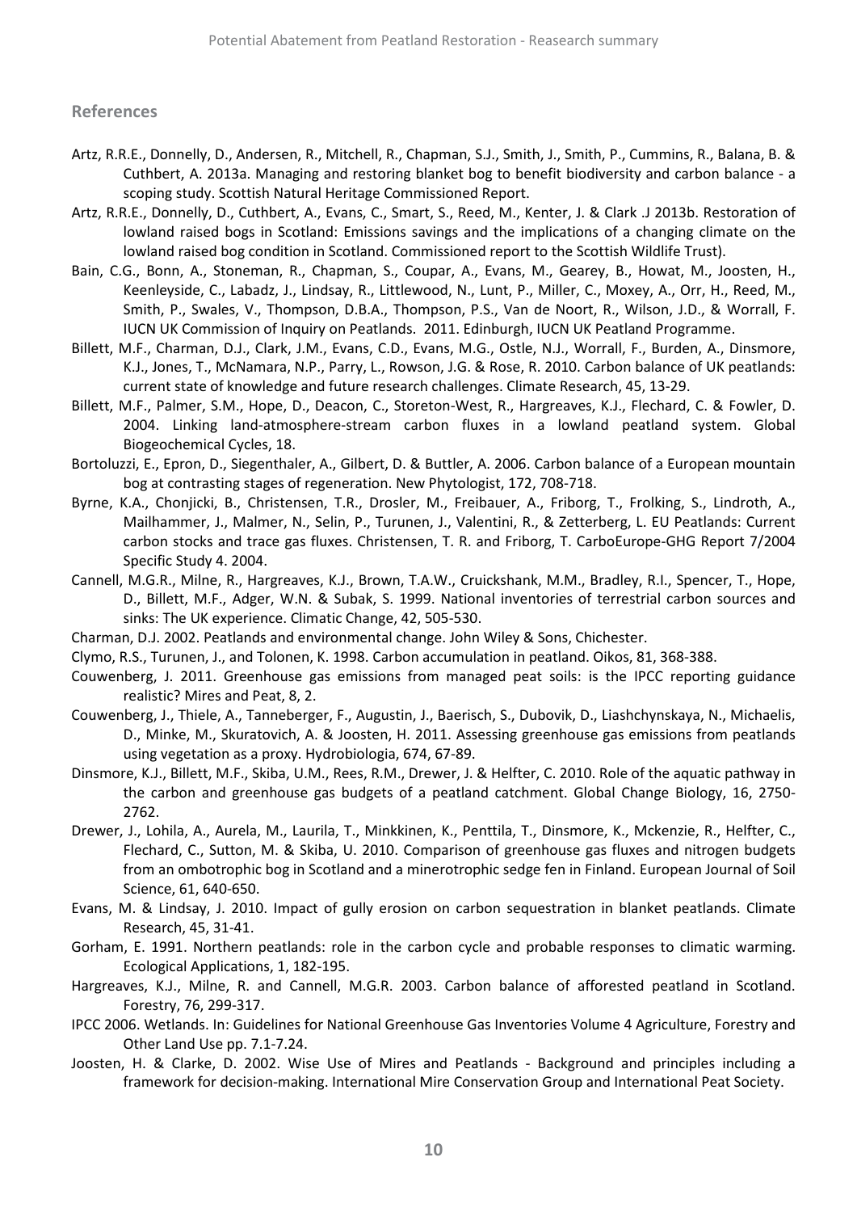## References

- Artz, R.R.E., Donnelly, D., Andersen, R., Mitchell, R., Chapman, S.J., Smith, J., Smith, P., Cummins, R., Balana, B. & Cuthbert, A. 2013a. Managing and restoring blanket bog to benefit biodiversity and carbon balance - a scoping study. Scottish Natural Heritage Commissioned Report.
- Artz, R.R.E., Donnelly, D., Cuthbert, A., Evans, C., Smart, S., Reed, M., Kenter, J. & Clark .J 2013b. Restoration of lowland raised bogs in Scotland: Emissions savings and the implications of a changing climate on the lowland raised bog condition in Scotland. Commissioned report to the Scottish Wildlife Trust).
- Bain, C.G., Bonn, A., Stoneman, R., Chapman, S., Coupar, A., Evans, M., Gearey, B., Howat, M., Joosten, H., Keenleyside, C., Labadz, J., Lindsay, R., Littlewood, N., Lunt, P., Miller, C., Moxey, A., Orr, H., Reed, M., Smith, P., Swales, V., Thompson, D.B.A., Thompson, P.S., Van de Noort, R., Wilson, J.D., & Worrall, F. IUCN UK Commission of Inquiry on Peatlands. 2011. Edinburgh, IUCN UK Peatland Programme.
- Billett, M.F., Charman, D.J., Clark, J.M., Evans, C.D., Evans, M.G., Ostle, N.J., Worrall, F., Burden, A., Dinsmore, K.J., Jones, T., McNamara, N.P., Parry, L., Rowson, J.G. & Rose, R. 2010. Carbon balance of UK peatlands: current state of knowledge and future research challenges. Climate Research, 45, 13-29.
- Billett, M.F., Palmer, S.M., Hope, D., Deacon, C., Storeton-West, R., Hargreaves, K.J., Flechard, C. & Fowler, D. 2004. Linking land-atmosphere-stream carbon fluxes in a lowland peatland system. Global Biogeochemical Cycles, 18.
- Bortoluzzi, E., Epron, D., Siegenthaler, A., Gilbert, D. & Buttler, A. 2006. Carbon balance of a European mountain bog at contrasting stages of regeneration. New Phytologist, 172, 708-718.
- Byrne, K.A., Chonjicki, B., Christensen, T.R., Drosler, M., Freibauer, A., Friborg, T., Frolking, S., Lindroth, A., Mailhammer, J., Malmer, N., Selin, P., Turunen, J., Valentini, R., & Zetterberg, L. EU Peatlands: Current carbon stocks and trace gas fluxes. Christensen, T. R. and Friborg, T. CarboEurope-GHG Report 7/2004 Specific Study 4. 2004.
- Cannell, M.G.R., Milne, R., Hargreaves, K.J., Brown, T.A.W., Cruickshank, M.M., Bradley, R.I., Spencer, T., Hope, D., Billett, M.F., Adger, W.N. & Subak, S. 1999. National inventories of terrestrial carbon sources and sinks: The UK experience. Climatic Change, 42, 505-530.
- Charman, D.J. 2002. Peatlands and environmental change. John Wiley & Sons, Chichester.
- Clymo, R.S., Turunen, J., and Tolonen, K. 1998. Carbon accumulation in peatland. Oikos, 81, 368-388.
- Couwenberg, J. 2011. Greenhouse gas emissions from managed peat soils: is the IPCC reporting guidance realistic? Mires and Peat, 8, 2.
- Couwenberg, J., Thiele, A., Tanneberger, F., Augustin, J., Baerisch, S., Dubovik, D., Liashchynskaya, N., Michaelis, D., Minke, M., Skuratovich, A. & Joosten, H. 2011. Assessing greenhouse gas emissions from peatlands using vegetation as a proxy. Hydrobiologia, 674, 67-89.
- Dinsmore, K.J., Billett, M.F., Skiba, U.M., Rees, R.M., Drewer, J. & Helfter, C. 2010. Role of the aquatic pathway in the carbon and greenhouse gas budgets of a peatland catchment. Global Change Biology, 16, 2750-2762.
- Drewer, J., Lohila, A., Aurela, M., Laurila, T., Minkkinen, K., Penttila, T., Dinsmore, K., Mckenzie, R., Helfter, C., Flechard, C., Sutton, M. & Skiba, U. 2010. Comparison of greenhouse gas fluxes and nitrogen budgets from an ombotrophic bog in Scotland and a minerotrophic sedge fen in Finland. European Journal of Soil Science, 61, 640-650.
- Evans, M. & Lindsay, J. 2010. Impact of gully erosion on carbon sequestration in blanket peatlands. Climate Research, 45, 31-41.
- Gorham, E. 1991. Northern peatlands: role in the carbon cycle and probable responses to climatic warming. Ecological Applications, 1, 182-195.
- Hargreaves, K.J., Milne, R. and Cannell, M.G.R. 2003. Carbon balance of afforested peatland in Scotland. Forestry, 76, 299-317.
- IPCC 2006. Wetlands. In: Guidelines for National Greenhouse Gas Inventories Volume 4 Agriculture, Forestry and Other Land Use pp. 7.1-7.24.
- Joosten, H. & Clarke, D. 2002. Wise Use of Mires and Peatlands - Background and principles including a framework for decision-making. International Mire Conservation Group and International Peat Society.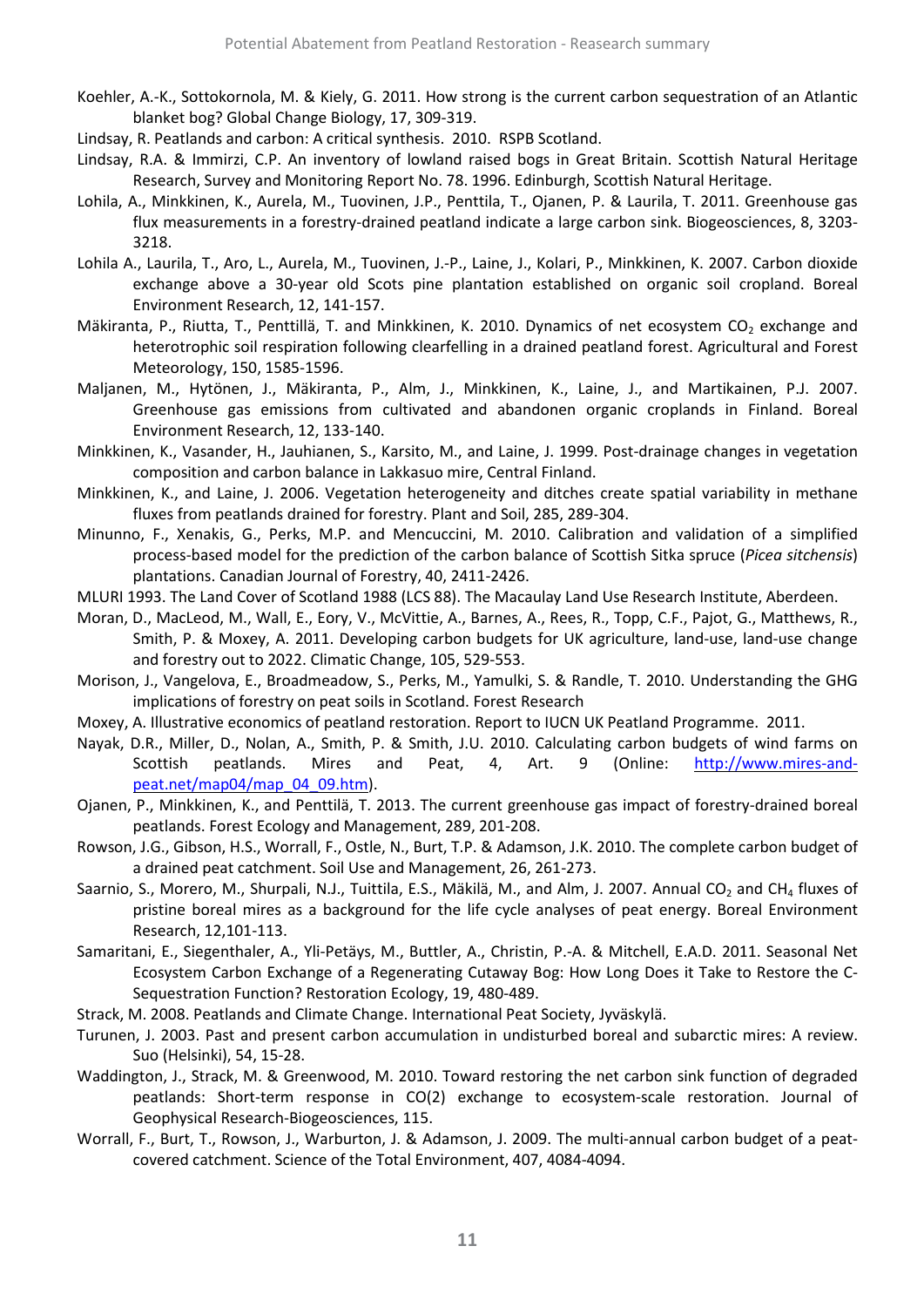Koehler, A.-K., Sottokornola, M. & Kiely, G. 2011. How strong is the current carbon sequestration of an Atlantic blanket bog? Global Change Biology, 17, 309-319.

Lindsay, R. Peatlands and carbon: A critical synthesis. 2010. RSPB Scotland.

Lindsay, R.A. & Immirzi, C.P. An inventory of lowland raised bogs in Great Britain. Scottish Natural Heritage Research, Survey and Monitoring Report No. 78. 1996. Edinburgh, Scottish Natural Heritage.

Lohila, A., Minkkinen, K., Aurela, M., Tuovinen, J.P., Penttila, T., Ojanen, P. & Laurila, T. 2011. Greenhouse gas flux measurements in a forestry-drained peatland indicate a large carbon sink. Biogeosciences, 8, 3203-3218.

Lohila A., Laurila, T., Aro, L., Aurela, M., Tuovinen, J.-P., Laine, J., Kolari, P., Minkkinen, K. 2007. Carbon dioxide exchange above a 30-year old Scots pine plantation established on organic soil cropland. Boreal Environment Research, 12, 141-157.

Mäkiranta, P., Riutta, T., Penttillä, T. and Minkkinen, K. 2010. Dynamics of net ecosystem $CO_2$ exchange and heterotrophic soil respiration following clearfelling in a drained peatland forest. Agricultural and Forest Meteorology, 150, 1585-1596.

Maljanen, M., Hytönen, J., Mäkiranta, P., Alm, J., Minkkinen, K., Laine, J., and Martikainen, P.J. 2007. Greenhouse gas emissions from cultivated and abandonen organic croplands in Finland. Boreal Environment Research, 12, 133-140.

Minkkinen, K., Vasander, H., Jauhianen, S., Karsito, M., and Laine, J. 1999. Post-drainage changes in vegetation composition and carbon balance in Lakkasuo mire, Central Finland.

Minkkinen, K., and Laine, J. 2006. Vegetation heterogeneity and ditches create spatial variability in methane fluxes from peatlands drained for forestry. Plant and Soil, 285, 289-304.

Minunno, F., Xenakis, G., Perks, M.P. and Mencuccini, M. 2010. Calibration and validation of a simplified process-based model for the prediction of the carbon balance of Scottish Sitka spruce (*Picea sitchensis*) plantations. Canadian Journal of Forestry, 40, 2411-2426.

MLURI 1993. The Land Cover of Scotland 1988 (LCS 88). The Macaulay Land Use Research Institute, Aberdeen.

Moran, D., MacLeod, M., Wall, E., Eory, V., McVittie, A., Barnes, A., Rees, R., Topp, C.F., Pajot, G., Matthews, R., Smith, P. & Moxey, A. 2011. Developing carbon budgets for UK agriculture, land-use, land-use change and forestry out to 2022. Climatic Change, 105, 529-553.

Morison, J., Vangelova, E., Broadmeadow, S., Perks, M., Yamulki, S. & Randle, T. 2010. Understanding the GHG implications of forestry on peat soils in Scotland. Forest Research

Moxey, A. Illustrative economics of peatland restoration. Report to IUCN UK Peatland Programme. 2011.

Nayak, D.R., Miller, D., Nolan, A., Smith, P. & Smith, J.U. 2010. Calculating carbon budgets of wind farms on Scottish peatlands. Mires and Peat, 4, Art. 9 (Online: http://www.mires-and-peat.net/map04/map_04_09.htm).

Ojanen, P., Minkkinen, K., and Penttilä, T. 2013. The current greenhouse gas impact of forestry-drained boreal peatlands. Forest Ecology and Management, 289, 201-208.

Rowson, J.G., Gibson, H.S., Worrall, F., Ostle, N., Burt, T.P. & Adamson, J.K. 2010. The complete carbon budget of a drained peat catchment. Soil Use and Management, 26, 261-273.

Saarnio, S., Morero, M., Shurpali, N.J., Tuittila, E.S., Mäkilä, M., and Alm, J. 2007. Annual $CO_2$ and $CH_4$ fluxes of pristine boreal mires as a background for the life cycle analyses of peat energy. Boreal Environment Research, 12,101-113.

Samaritani, E., Siegenthaler, A., Yli-Petäys, M., Buttler, A., Christin, P.-A. & Mitchell, E.A.D. 2011. Seasonal Net Ecosystem Carbon Exchange of a Regenerating Cutaway Bog: How Long Does it Take to Restore the C-Sequestration Function? Restoration Ecology, 19, 480-489.

Strack, M. 2008. Peatlands and Climate Change. International Peat Society, Jyväskylä.

Turunen, J. 2003. Past and present carbon accumulation in undisturbed boreal and subarctic mires: A review. Suo (Helsinki), 54, 15-28.

Waddington, J., Strack, M. & Greenwood, M. 2010. Toward restoring the net carbon sink function of degraded peatlands: Short-term response in CO(2) exchange to ecosystem-scale restoration. Journal of Geophysical Research-Biogeosciences, 115.

Worrall, F., Burt, T., Rowson, J., Warburton, J. & Adamson, J. 2009. The multi-annual carbon budget of a peat-covered catchment. Science of the Total Environment, 407, 4084-4094.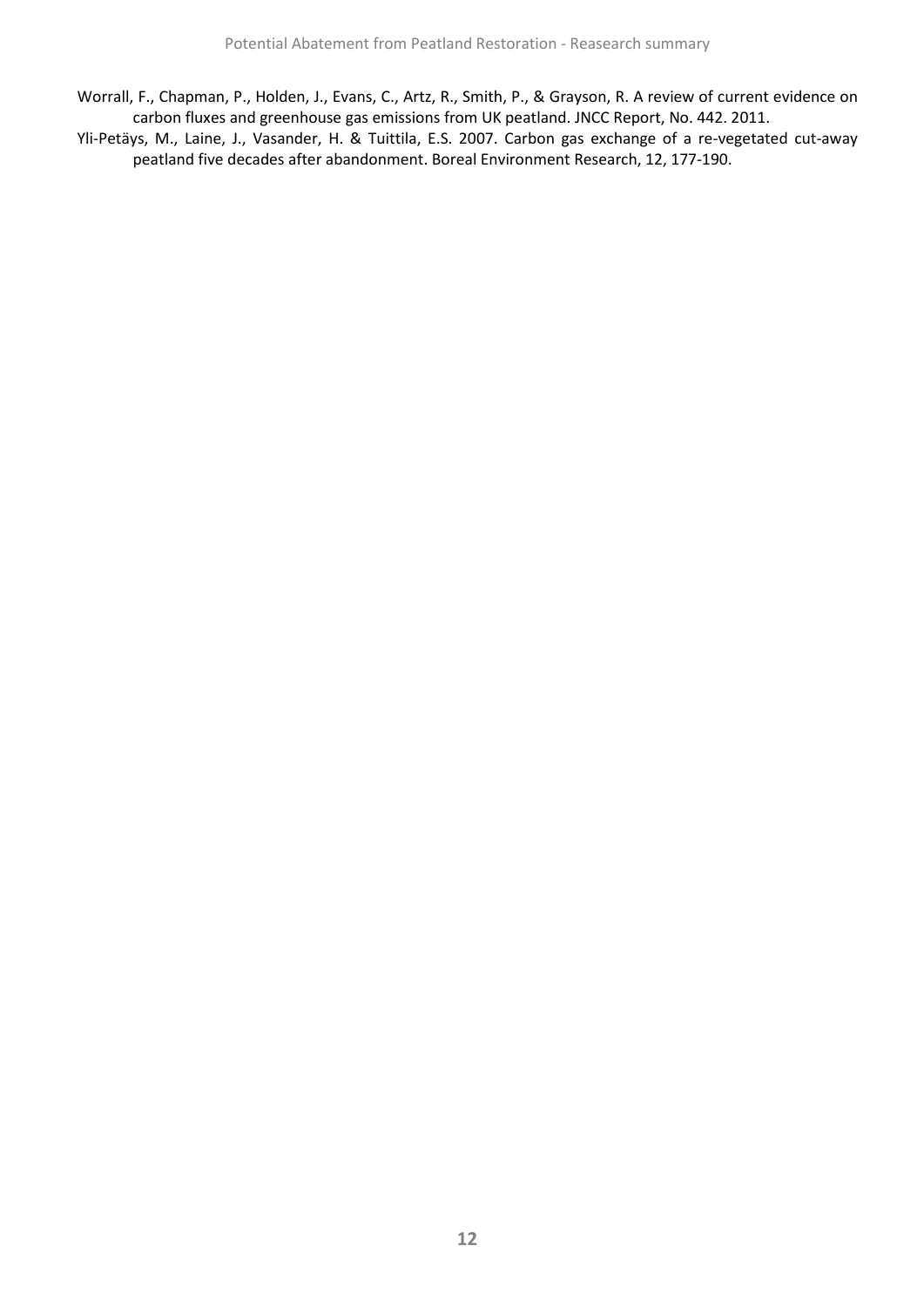Worrall, F., Chapman, P., Holden, J., Evans, C., Artz, R., Smith, P., & Grayson, R. A review of current evidence on carbon fluxes and greenhouse gas emissions from UK peatland. JNCC Report, No. 442. 2011.

Yli-Petäys, M., Laine, J., Vasander, H. & Tuittila, E.S. 2007. Carbon gas exchange of a re-vegetated cut-away peatland five decades after abandonment. Boreal Environment Research, 12, 177-190.